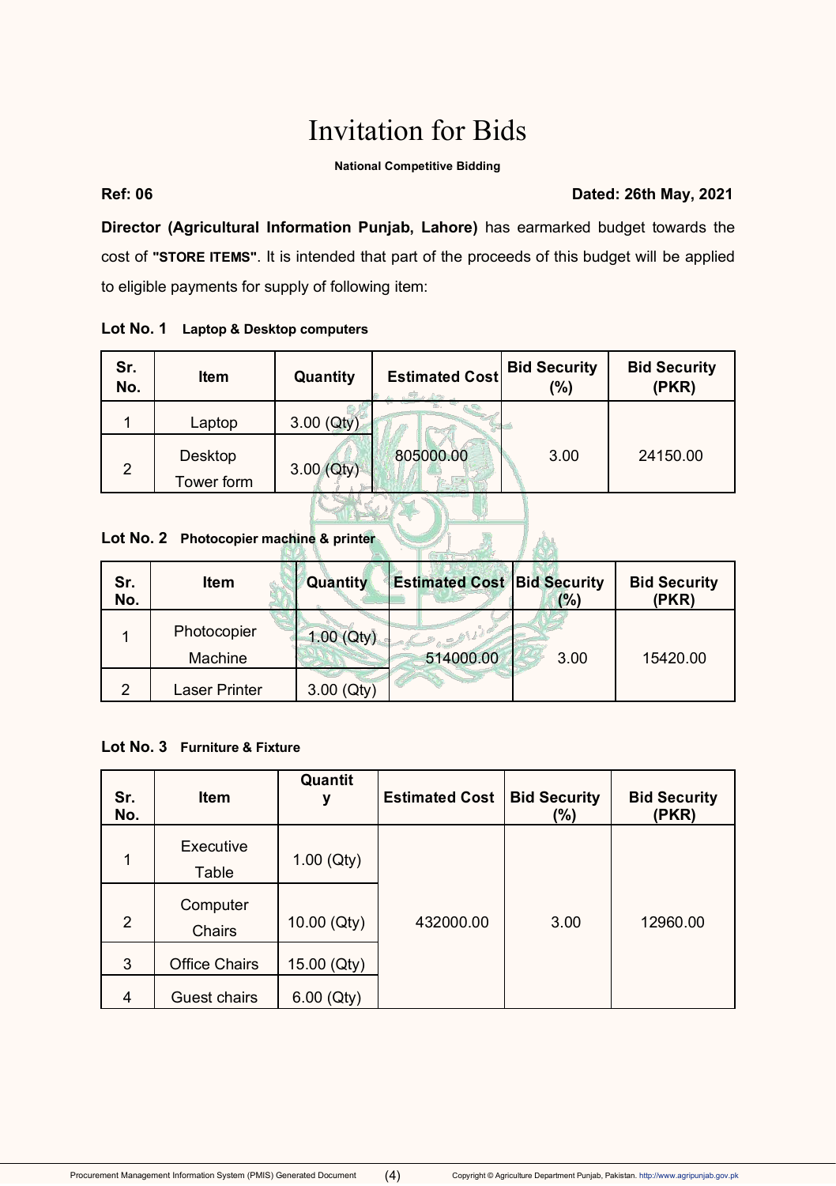# Invitation for Bids

**National Competitive Bidding**

**Ref: 06** **Dated: 26th May, 2021**

**Director (Agricultural Information Punjab, Lahore)** has earmarked budget towards the cost of **"STORE ITEMS"**. It is intended that part of the proceeds of this budget will be applied to eligible payments for supply of following item:

**Lot No. 1 Laptop & Desktop computers**

| Sr. No. | Item | Quantity | Estimated Cost | Bid Security (%) | Bid Security (PKR) |
|---|---|---|---|---|---|
| 1 | Laptop | 3.00 (Qty) | 805000.00 | 3.00 | 24150.00 |
| 2 | Desktop Tower form | 3.00 (Qty) | | | |

**Lot No. 2 Photocopier machine & printer**

| Sr. No. | Item | Quantity | Estimated Cost | Bid Security (%) | Bid Security (PKR) |
|---|---|---|---|---|---|
| 1 | Photocopier Machine | 1.00 (Qty) | 514000.00 | 3.00 | 15420.00 |
| 2 | Laser Printer | 3.00 (Qty) | | | |

**Lot No. 3 Furniture & Fixture**

| Sr. No. | Item | Quantity | Estimated Cost | Bid Security (%) | Bid Security (PKR) |
|---|---|---|---|---|---|
| 1 | Executive Table | 1.00 (Qty) | 432000.00 | 3.00 | 12960.00 |
| 2 | Computer Chairs | 10.00 (Qty) | | | |
| 3 | Office Chairs | 15.00 (Qty) | | | |
| 4 | Guest chairs | 6.00 (Qty) | | | |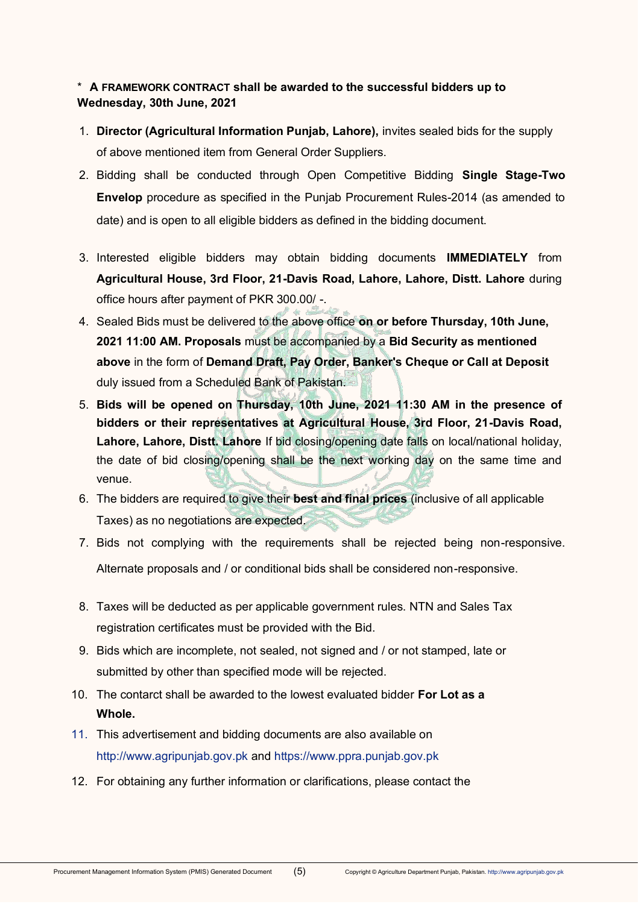\* **A FRAMEWORK CONTRACT shall be awarded to the successful bidders up to Wednesday, 30th June, 2021**

1. **Director (Agricultural Information Punjab, Lahore),** invites sealed bids for the supply of above mentioned item from General Order Suppliers.
2. Bidding shall be conducted through Open Competitive Bidding **Single Stage-Two Envelop** procedure as specified in the Punjab Procurement Rules-2014 (as amended to date) and is open to all eligible bidders as defined in the bidding document.
3. Interested eligible bidders may obtain bidding documents **IMMEDIATELY** from **Agricultural House, 3rd Floor, 21-Davis Road, Lahore, Lahore, Distt. Lahore** during office hours after payment of PKR 300.00/ -.
4. Sealed Bids must be delivered to the above office **on or before Thursday, 10th June, 2021 11:00 AM. Proposals** must be accompanied by a **Bid Security as mentioned above** in the form of **Demand Draft, Pay Order, Banker's Cheque or Call at Deposit** duly issued from a Scheduled Bank of Pakistan.
5. **Bids will be opened on Thursday, 10th June, 2021 11:30 AM in the presence of bidders or their representatives at Agricultural House, 3rd Floor, 21-Davis Road, Lahore, Lahore, Distt. Lahore** If bid closing/opening date falls on local/national holiday, the date of bid closing/opening shall be the next working day on the same time and venue.
6. The bidders are required to give their **best and final prices** (inclusive of all applicable Taxes) as no negotiations are expected.
7. Bids not complying with the requirements shall be rejected being non-responsive. Alternate proposals and / or conditional bids shall be considered non-responsive.
8. Taxes will be deducted as per applicable government rules. NTN and Sales Tax registration certificates must be provided with the Bid.
9. Bids which are incomplete, not sealed, not signed and / or not stamped, late or submitted by other than specified mode will be rejected.
10. The contarct shall be awarded to the lowest evaluated bidder **For Lot as a Whole.**
11. This advertisement and bidding documents are also available on http://www.agripunjab.gov.pk and https://www.ppra.punjab.gov.pk
12. For obtaining any further information or clarifications, please contact the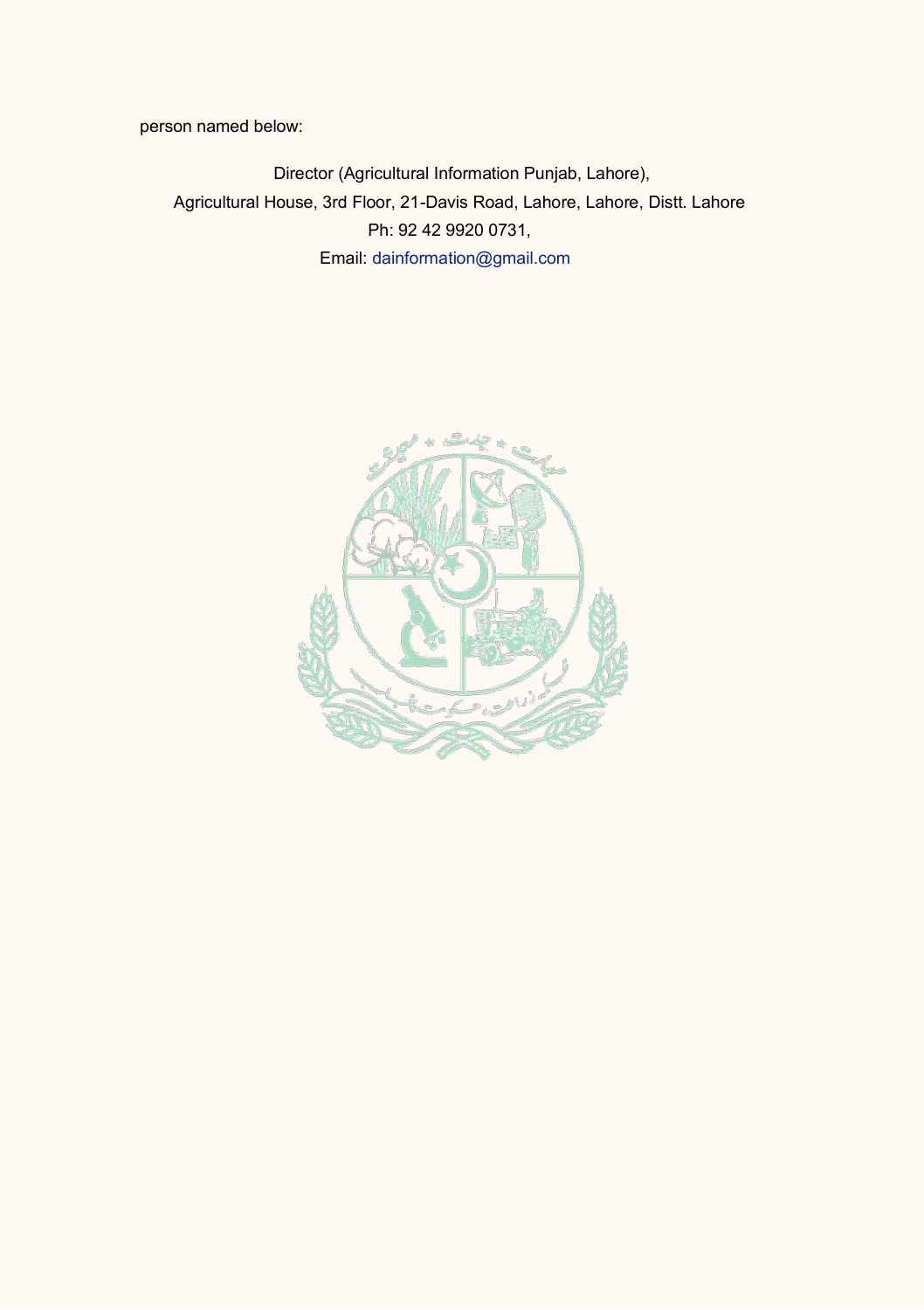person named below:

Director (Agricultural Information Punjab, Lahore),  
Agricultural House, 3rd Floor, 21-Davis Road, Lahore, Lahore, Distt. Lahore  
Ph: 92 42 9920 0731,  
Email: dainformation@gmail.com